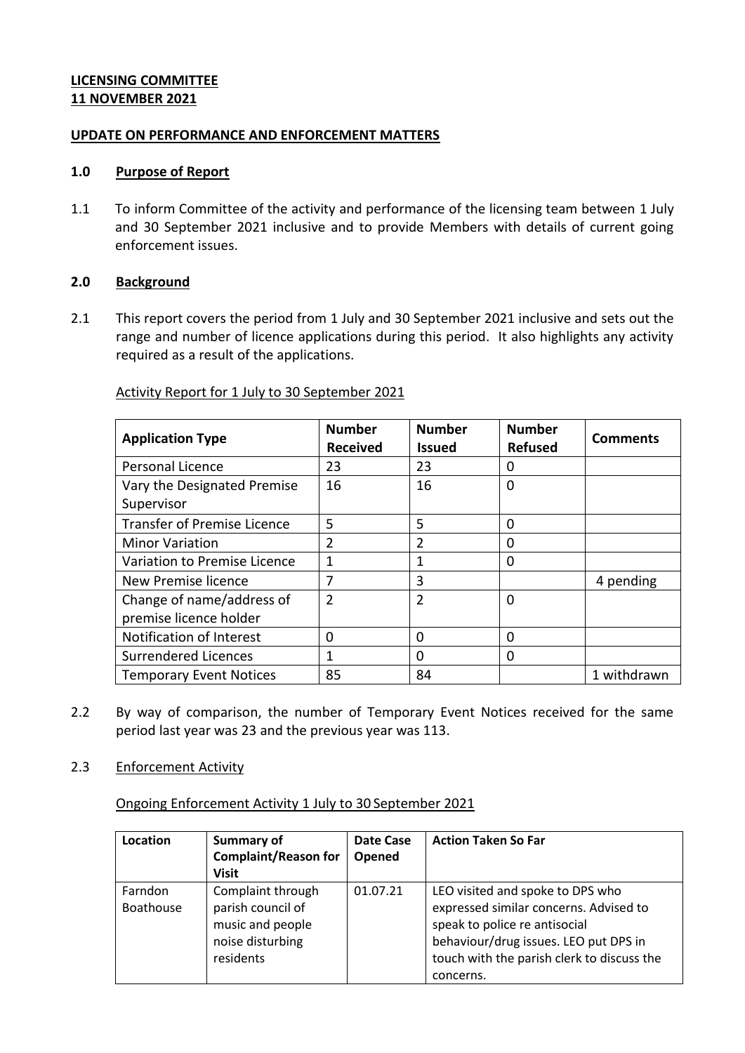**LICENSING COMMITTEE**
**11 NOVEMBER 2021**

**UPDATE ON PERFORMANCE AND ENFORCEMENT MATTERS**

## 1.0 Purpose of Report

1.1 To inform Committee of the activity and performance of the licensing team between 1 July and 30 September 2021 inclusive and to provide Members with details of current going enforcement issues.

## 2.0 Background

2.1 This report covers the period from 1 July and 30 September 2021 inclusive and sets out the range and number of licence applications during this period. It also highlights any activity required as a result of the applications.

Activity Report for 1 July to 30 September 2021

| Application Type | Number Received | Number Issued | Number Refused | Comments |
|---|---|---|---|---|
| Personal Licence | 23 | 23 | 0 | |
| Vary the Designated Premise Supervisor | 16 | 16 | 0 | |
| Transfer of Premise Licence | 5 | 5 | 0 | |
| Minor Variation | 2 | 2 | 0 | |
| Variation to Premise Licence | 1 | 1 | 0 | |
| New Premise licence | 7 | 3 | | 4 pending |
| Change of name/address of premise licence holder | 2 | 2 | 0 | |
| Notification of Interest | 0 | 0 | 0 | |
| Surrendered Licences | 1 | 0 | 0 | |
| Temporary Event Notices | 85 | 84 | | 1 withdrawn |

2.2 By way of comparison, the number of Temporary Event Notices received for the same period last year was 23 and the previous year was 113.

2.3 Enforcement Activity

Ongoing Enforcement Activity 1 July to 30 September 2021

| Location | Summary of Complaint/Reason for Visit | Date Case Opened | Action Taken So Far |
|---|---|---|---|
| Farndon Boathouse | Complaint through parish council of music and people noise disturbing residents | 01.07.21 | LEO visited and spoke to DPS who expressed similar concerns. Advised to speak to police re antisocial behaviour/drug issues. LEO put DPS in touch with the parish clerk to discuss the concerns. |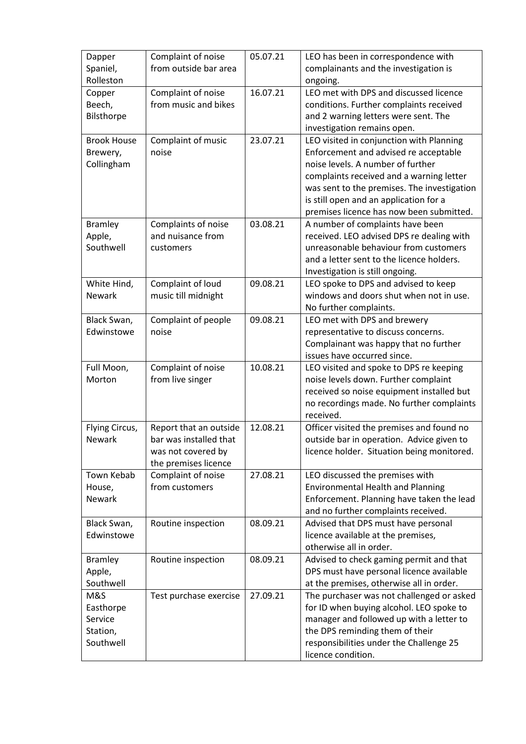| | | | |
|---|---|---|---|
| Dapper Spaniel, Rolleston | Complaint of noise from outside bar area | 05.07.21 | LEO has been in correspondence with complainants and the investigation is ongoing. |
| Copper Beech, Bilsthorpe | Complaint of noise from music and bikes | 16.07.21 | LEO met with DPS and discussed licence conditions. Further complaints received and 2 warning letters were sent. The investigation remains open. |
| Brook House Brewery, Collingham | Complaint of music noise | 23.07.21 | LEO visited in conjunction with Planning Enforcement and advised re acceptable noise levels. A number of further complaints received and a warning letter was sent to the premises. The investigation is still open and an application for a premises licence has now been submitted. |
| Bramley Apple, Southwell | Complaints of noise and nuisance from customers | 03.08.21 | A number of complaints have been received. LEO advised DPS re dealing with unreasonable behaviour from customers and a letter sent to the licence holders. Investigation is still ongoing. |
| White Hind, Newark | Complaint of loud music till midnight | 09.08.21 | LEO spoke to DPS and advised to keep windows and doors shut when not in use. No further complaints. |
| Black Swan, Edwinstowe | Complaint of people noise | 09.08.21 | LEO met with DPS and brewery representative to discuss concerns. Complainant was happy that no further issues have occurred since. |
| Full Moon, Morton | Complaint of noise from live singer | 10.08.21 | LEO visited and spoke to DPS re keeping noise levels down. Further complaint received so noise equipment installed but no recordings made. No further complaints received. |
| Flying Circus, Newark | Report that an outside bar was installed that was not covered by the premises licence | 12.08.21 | Officer visited the premises and found no outside bar in operation. Advice given to licence holder. Situation being monitored. |
| Town Kebab House, Newark | Complaint of noise from customers | 27.08.21 | LEO discussed the premises with Environmental Health and Planning Enforcement. Planning have taken the lead and no further complaints received. |
| Black Swan, Edwinstowe | Routine inspection | 08.09.21 | Advised that DPS must have personal licence available at the premises, otherwise all in order. |
| Bramley Apple, Southwell | Routine inspection | 08.09.21 | Advised to check gaming permit and that DPS must have personal licence available at the premises, otherwise all in order. |
| M&S Easthorpe Service Station, Southwell | Test purchase exercise | 27.09.21 | The purchaser was not challenged or asked for ID when buying alcohol. LEO spoke to manager and followed up with a letter to the DPS reminding them of their responsibilities under the Challenge 25 licence condition. |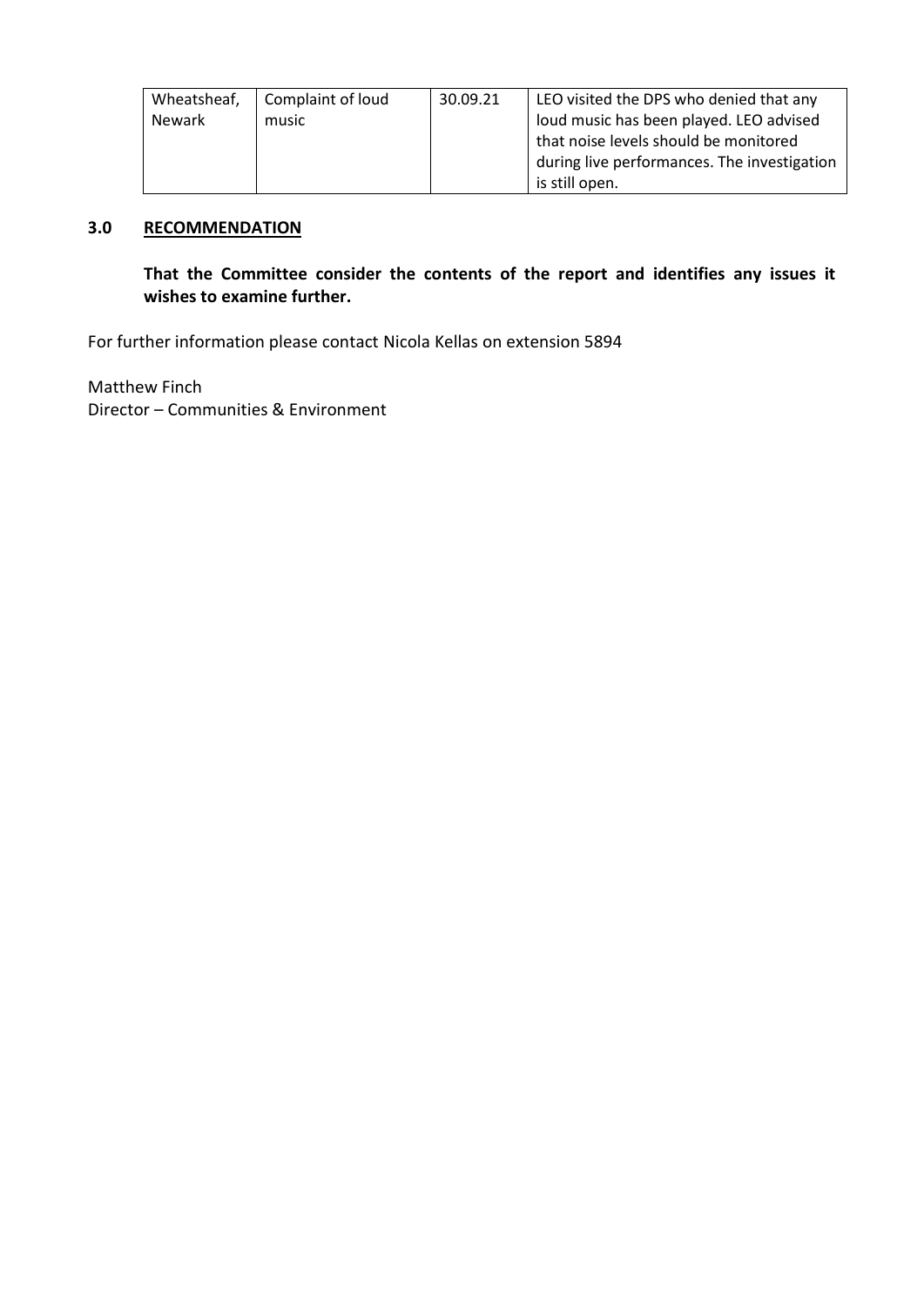| | | | |
|---|---|---|---|
| Wheatsheaf, Newark | Complaint of loud music | 30.09.21 | LEO visited the DPS who denied that any loud music has been played. LEO advised that noise levels should be monitored during live performances. The investigation is still open. |

## 3.0 RECOMMENDATION

**That the Committee consider the contents of the report and identifies any issues it wishes to examine further.**

For further information please contact Nicola Kellas on extension 5894

Matthew Finch
Director – Communities & Environment